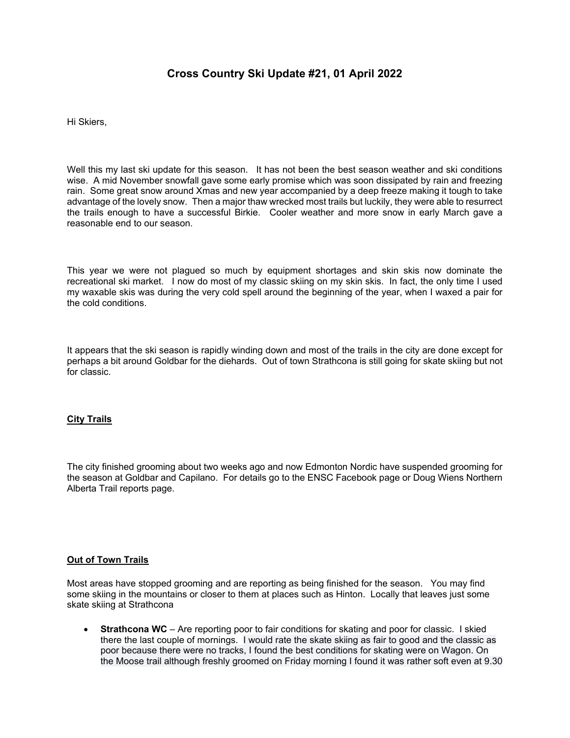# Cross Country Ski Update #21, 01 April 2022

Hi Skiers,

Well this my last ski update for this season. It has not been the best season weather and ski conditions wise. A mid November snowfall gave some early promise which was soon dissipated by rain and freezing rain. Some great snow around Xmas and new year accompanied by a deep freeze making it tough to take advantage of the lovely snow. Then a major thaw wrecked most trails but luckily, they were able to resurrect the trails enough to have a successful Birkie. Cooler weather and more snow in early March gave a reasonable end to our season.

This year we were not plagued so much by equipment shortages and skin skis now dominate the recreational ski market. I now do most of my classic skiing on my skin skis. In fact, the only time I used my waxable skis was during the very cold spell around the beginning of the year, when I waxed a pair for the cold conditions.

It appears that the ski season is rapidly winding down and most of the trails in the city are done except for perhaps a bit around Goldbar for the diehards. Out of town Strathcona is still going for skate skiing but not for classic.

**City Trails**

The city finished grooming about two weeks ago and now Edmonton Nordic have suspended grooming for the season at Goldbar and Capilano. For details go to the ENSC Facebook page or Doug Wiens Northern Alberta Trail reports page.

**Out of Town Trails**

Most areas have stopped grooming and are reporting as being finished for the season. You may find some skiing in the mountains or closer to them at places such as Hinton. Locally that leaves just some skate skiing at Strathcona

- **Strathcona WC** – Are reporting poor to fair conditions for skating and poor for classic. I skied there the last couple of mornings. I would rate the skate skiing as fair to good and the classic as poor because there were no tracks, I found the best conditions for skating were on Wagon. On the Moose trail although freshly groomed on Friday morning I found it was rather soft even at 9.30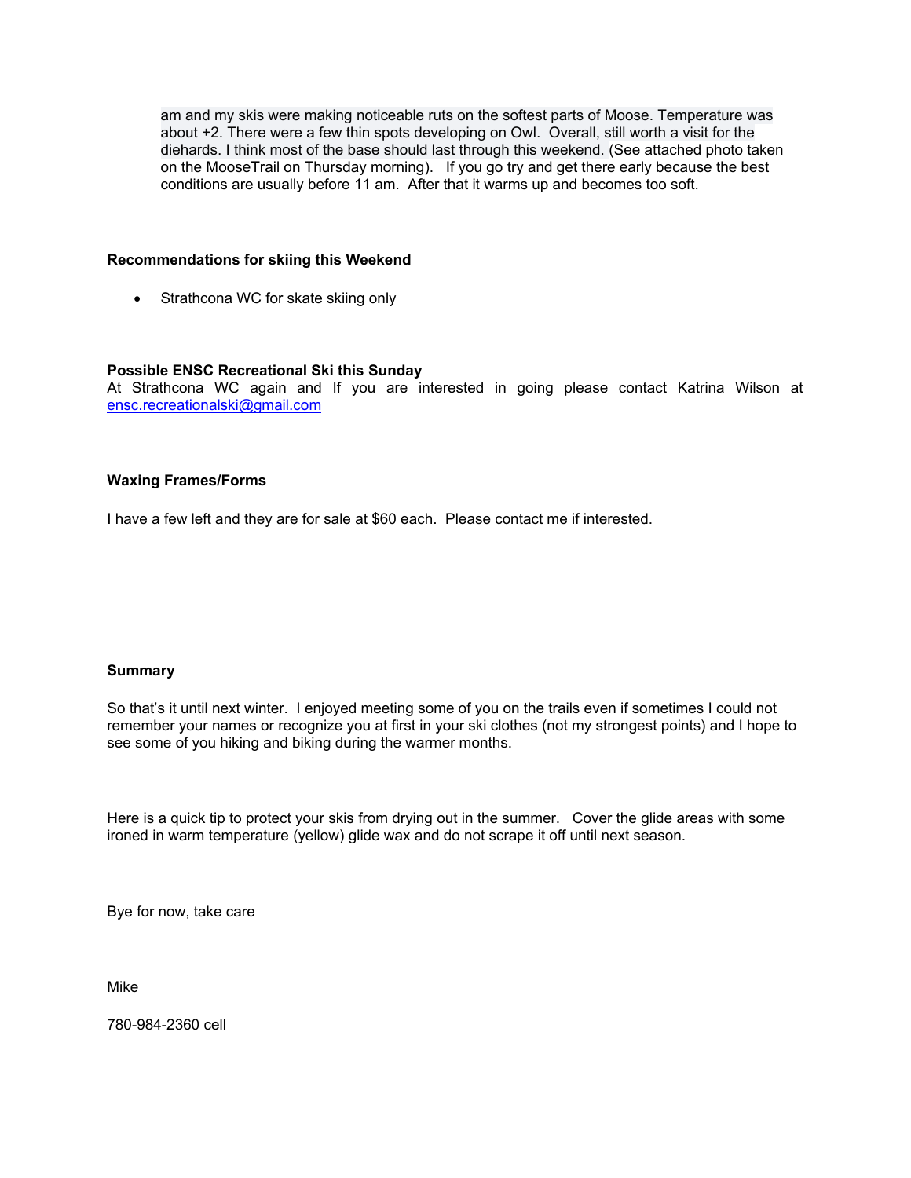am and my skis were making noticeable ruts on the softest parts of Moose. Temperature was about +2. There were a few thin spots developing on Owl. Overall, still worth a visit for the diehards. I think most of the base should last through this weekend. (See attached photo taken on the MooseTrail on Thursday morning). If you go try and get there early because the best conditions are usually before 11 am. After that it warms up and becomes too soft.

**Recommendations for skiing this Weekend**

- Strathcona WC for skate skiing only

**Possible ENSC Recreational Ski this Sunday**
At Strathcona WC again and If you are interested in going please contact Katrina Wilson at ensc.recreationalski@gmail.com

**Waxing Frames/Forms**

I have a few left and they are for sale at $60 each. Please contact me if interested.

**Summary**

So that's it until next winter. I enjoyed meeting some of you on the trails even if sometimes I could not remember your names or recognize you at first in your ski clothes (not my strongest points) and I hope to see some of you hiking and biking during the warmer months.

Here is a quick tip to protect your skis from drying out in the summer. Cover the glide areas with some ironed in warm temperature (yellow) glide wax and do not scrape it off until next season.

Bye for now, take care

Mike

780-984-2360 cell